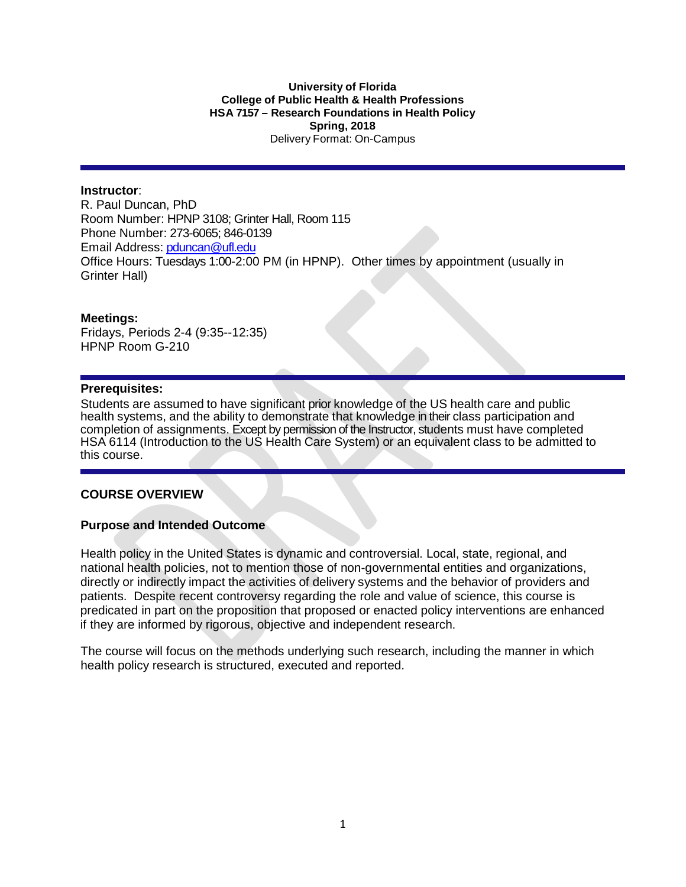**University of Florida**
**College of Public Health & Health Professions**
**HSA 7157 – Research Foundations in Health Policy**
**Spring, 2018**
Delivery Format: On-Campus

**Instructor**:
R. Paul Duncan, PhD
Room Number: HPNP 3108; Grinter Hall, Room 115
Phone Number: 273-6065; 846-0139
Email Address: pduncan@ufl.edu
Office Hours: Tuesdays 1:00-2:00 PM (in HPNP). Other times by appointment (usually in Grinter Hall)

**Meetings:**
Fridays, Periods 2-4 (9:35--12:35)
HPNP Room G-210

**Prerequisites:**
Students are assumed to have significant prior knowledge of the US health care and public health systems, and the ability to demonstrate that knowledge in their class participation and completion of assignments. Except by permission of the Instructor, students must have completed HSA 6114 (Introduction to the US Health Care System) or an equivalent class to be admitted to this course.

## COURSE OVERVIEW

### Purpose and Intended Outcome

Health policy in the United States is dynamic and controversial. Local, state, regional, and national health policies, not to mention those of non-governmental entities and organizations, directly or indirectly impact the activities of delivery systems and the behavior of providers and patients. Despite recent controversy regarding the role and value of science, this course is predicated in part on the proposition that proposed or enacted policy interventions are enhanced if they are informed by rigorous, objective and independent research.

The course will focus on the methods underlying such research, including the manner in which health policy research is structured, executed and reported.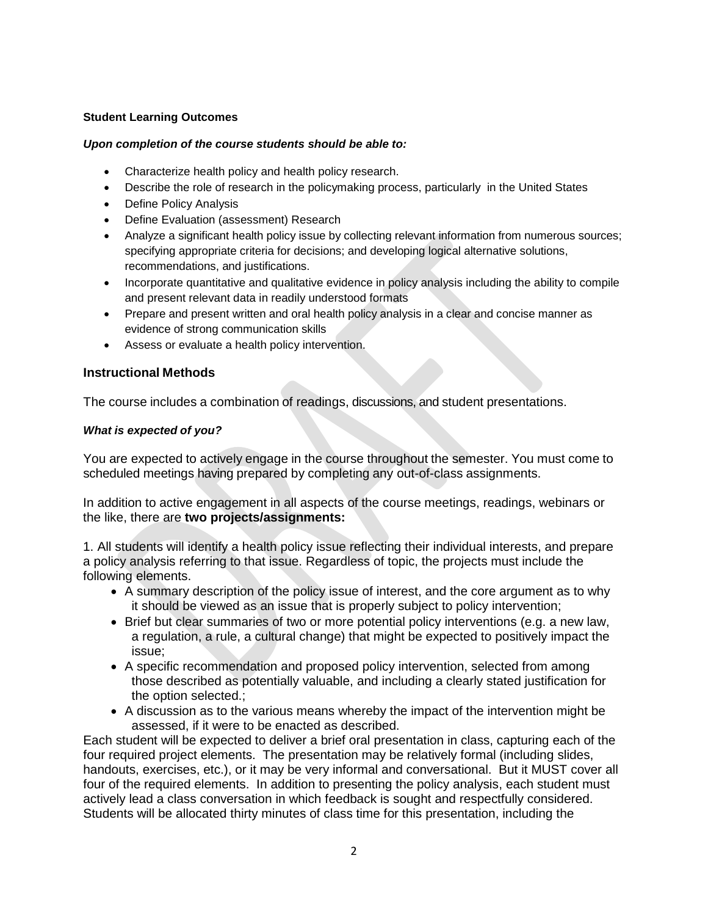**Student Learning Outcomes**

***Upon completion of the course students should be able to:***

- Characterize health policy and health policy research.
- Describe the role of research in the policymaking process, particularly in the United States
- Define Policy Analysis
- Define Evaluation (assessment) Research
- Analyze a significant health policy issue by collecting relevant information from numerous sources; specifying appropriate criteria for decisions; and developing logical alternative solutions, recommendations, and justifications.
- Incorporate quantitative and qualitative evidence in policy analysis including the ability to compile and present relevant data in readily understood formats
- Prepare and present written and oral health policy analysis in a clear and concise manner as evidence of strong communication skills
- Assess or evaluate a health policy intervention.

## Instructional Methods

The course includes a combination of readings, discussions, and student presentations.

***What is expected of you?***

You are expected to actively engage in the course throughout the semester. You must come to scheduled meetings having prepared by completing any out-of-class assignments.

In addition to active engagement in all aspects of the course meetings, readings, webinars or the like, there are **two projects/assignments:**

1. All students will identify a health policy issue reflecting their individual interests, and prepare a policy analysis referring to that issue. Regardless of topic, the projects must include the following elements.
   - A summary description of the policy issue of interest, and the core argument as to why it should be viewed as an issue that is properly subject to policy intervention;
   - Brief but clear summaries of two or more potential policy interventions (e.g. a new law, a regulation, a rule, a cultural change) that might be expected to positively impact the issue;
   - A specific recommendation and proposed policy intervention, selected from among those described as potentially valuable, and including a clearly stated justification for the option selected.;
   - A discussion as to the various means whereby the impact of the intervention might be assessed, if it were to be enacted as described.

Each student will be expected to deliver a brief oral presentation in class, capturing each of the four required project elements. The presentation may be relatively formal (including slides, handouts, exercises, etc.), or it may be very informal and conversational. But it MUST cover all four of the required elements. In addition to presenting the policy analysis, each student must actively lead a class conversation in which feedback is sought and respectfully considered. Students will be allocated thirty minutes of class time for this presentation, including the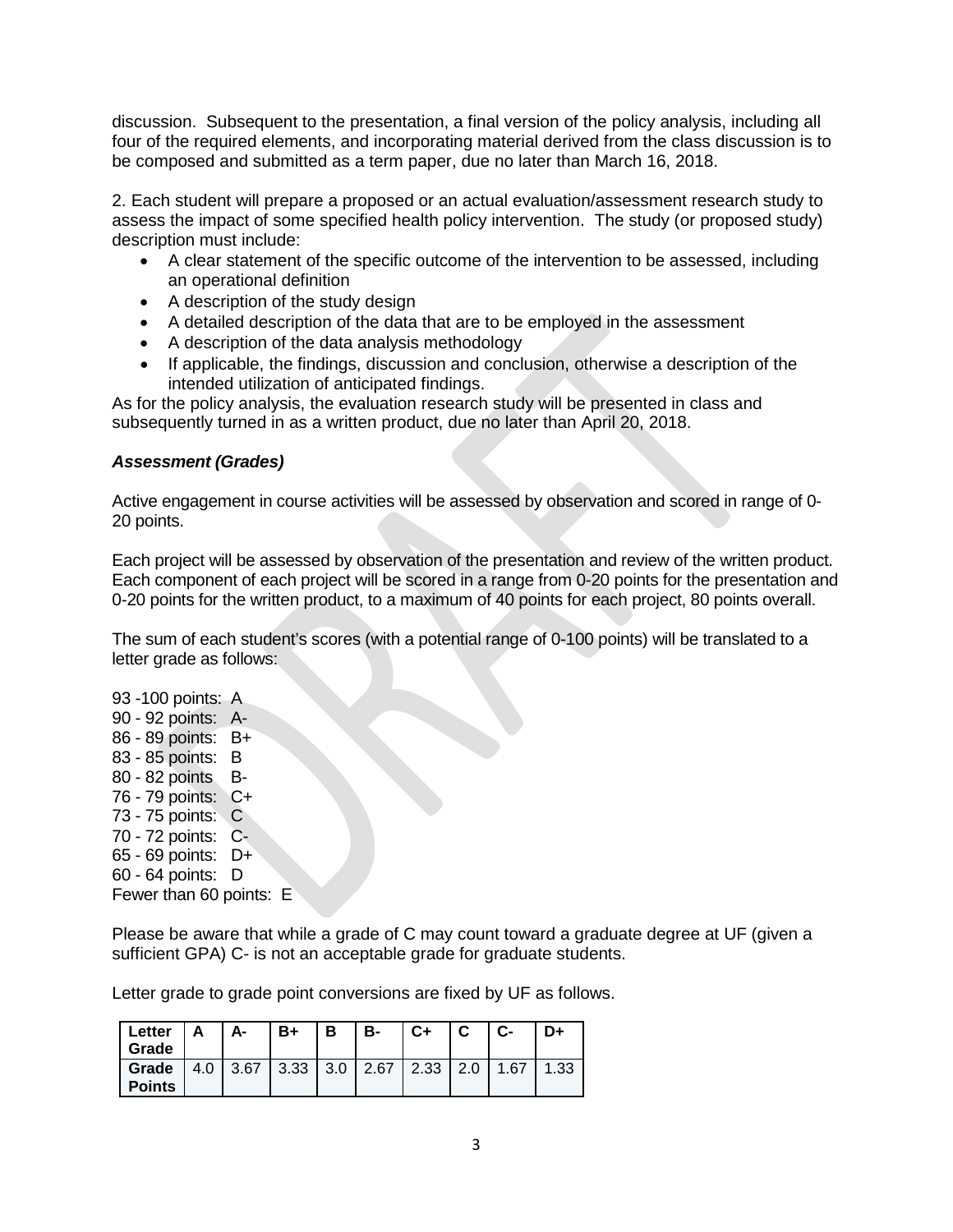discussion. Subsequent to the presentation, a final version of the policy analysis, including all four of the required elements, and incorporating material derived from the class discussion is to be composed and submitted as a term paper, due no later than March 16, 2018.

2. Each student will prepare a proposed or an actual evaluation/assessment research study to assess the impact of some specified health policy intervention. The study (or proposed study) description must include:

- A clear statement of the specific outcome of the intervention to be assessed, including an operational definition
- A description of the study design
- A detailed description of the data that are to be employed in the assessment
- A description of the data analysis methodology
- If applicable, the findings, discussion and conclusion, otherwise a description of the intended utilization of anticipated findings.

As for the policy analysis, the evaluation research study will be presented in class and subsequently turned in as a written product, due no later than April 20, 2018.

***Assessment (Grades)***

Active engagement in course activities will be assessed by observation and scored in range of 0-20 points.

Each project will be assessed by observation of the presentation and review of the written product. Each component of each project will be scored in a range from 0-20 points for the presentation and 0-20 points for the written product, to a maximum of 40 points for each project, 80 points overall.

The sum of each student's scores (with a potential range of 0-100 points) will be translated to a letter grade as follows:

93 -100 points: A  
90 - 92 points: A-  
86 - 89 points: B+  
83 - 85 points: B  
80 - 82 points B-  
76 - 79 points: C+  
73 - 75 points: C  
70 - 72 points: C-  
65 - 69 points: D+  
60 - 64 points: D  
Fewer than 60 points: E

Please be aware that while a grade of C may count toward a graduate degree at UF (given a sufficient GPA) C- is not an acceptable grade for graduate students.

Letter grade to grade point conversions are fixed by UF as follows.

| Letter Grade | A | A- | B+ | B | B- | C+ | C | C- | D+ |
|---|---|---|---|---|---|---|---|---|---|
| Grade Points | 4.0 | 3.67 | 3.33 | 3.0 | 2.67 | 2.33 | 2.0 | 1.67 | 1.33 |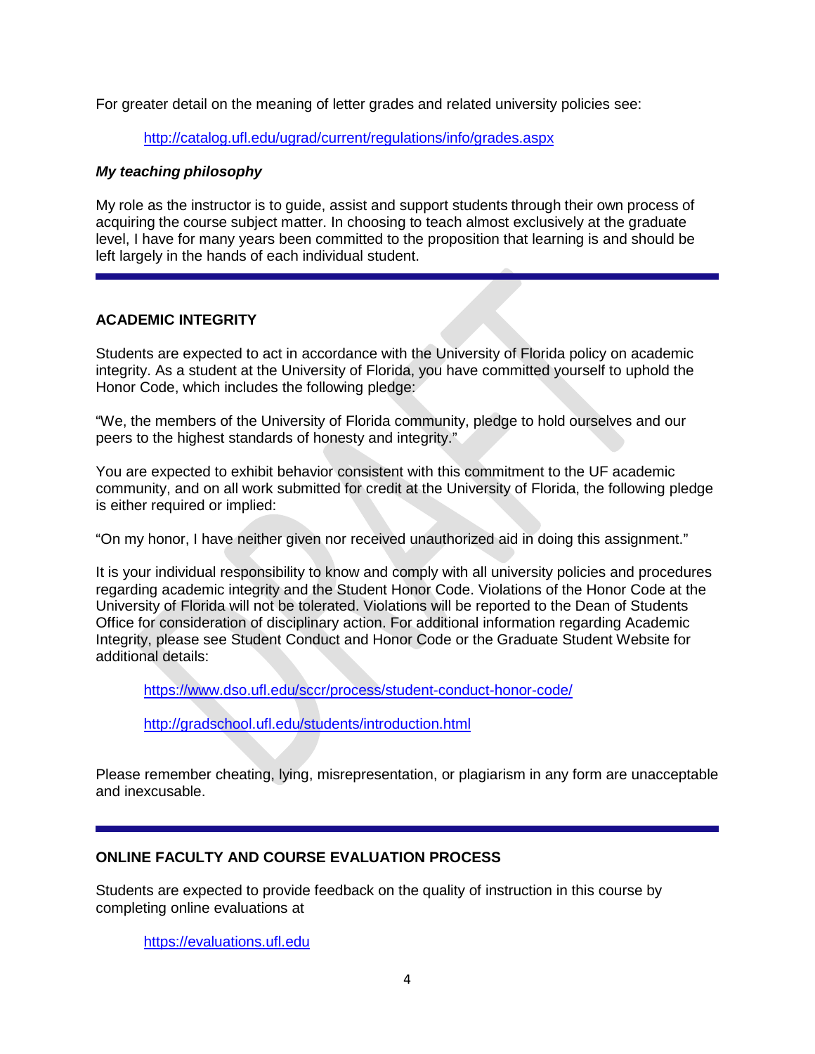For greater detail on the meaning of letter grades and related university policies see:

http://catalog.ufl.edu/ugrad/current/regulations/info/grades.aspx

***My teaching philosophy***

My role as the instructor is to guide, assist and support students through their own process of acquiring the course subject matter. In choosing to teach almost exclusively at the graduate level, I have for many years been committed to the proposition that learning is and should be left largely in the hands of each individual student.

---

## ACADEMIC INTEGRITY

Students are expected to act in accordance with the University of Florida policy on academic integrity. As a student at the University of Florida, you have committed yourself to uphold the Honor Code, which includes the following pledge:

"We, the members of the University of Florida community, pledge to hold ourselves and our peers to the highest standards of honesty and integrity."

You are expected to exhibit behavior consistent with this commitment to the UF academic community, and on all work submitted for credit at the University of Florida, the following pledge is either required or implied:

"On my honor, I have neither given nor received unauthorized aid in doing this assignment."

It is your individual responsibility to know and comply with all university policies and procedures regarding academic integrity and the Student Honor Code. Violations of the Honor Code at the University of Florida will not be tolerated. Violations will be reported to the Dean of Students Office for consideration of disciplinary action. For additional information regarding Academic Integrity, please see Student Conduct and Honor Code or the Graduate Student Website for additional details:

https://www.dso.ufl.edu/sccr/process/student-conduct-honor-code/

http://gradschool.ufl.edu/students/introduction.html

Please remember cheating, lying, misrepresentation, or plagiarism in any form are unacceptable and inexcusable.

---

## ONLINE FACULTY AND COURSE EVALUATION PROCESS

Students are expected to provide feedback on the quality of instruction in this course by completing online evaluations at

https://evaluations.ufl.edu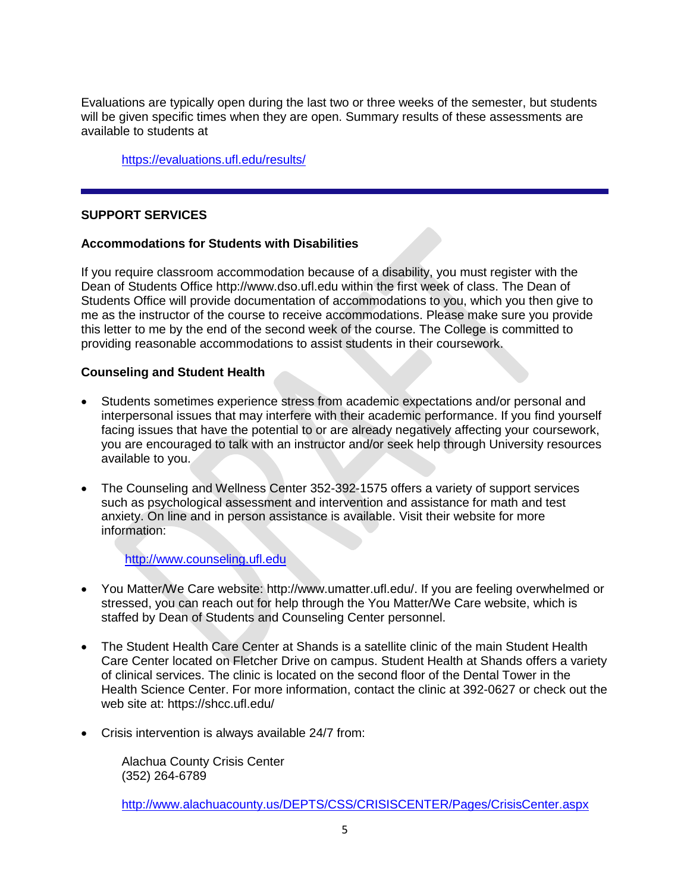Evaluations are typically open during the last two or three weeks of the semester, but students will be given specific times when they are open. Summary results of these assessments are available to students at

https://evaluations.ufl.edu/results/

---

**SUPPORT SERVICES**

**Accommodations for Students with Disabilities**

If you require classroom accommodation because of a disability, you must register with the Dean of Students Office http://www.dso.ufl.edu within the first week of class. The Dean of Students Office will provide documentation of accommodations to you, which you then give to me as the instructor of the course to receive accommodations. Please make sure you provide this letter to me by the end of the second week of the course. The College is committed to providing reasonable accommodations to assist students in their coursework.

**Counseling and Student Health**

- Students sometimes experience stress from academic expectations and/or personal and interpersonal issues that may interfere with their academic performance. If you find yourself facing issues that have the potential to or are already negatively affecting your coursework, you are encouraged to talk with an instructor and/or seek help through University resources available to you.

- The Counseling and Wellness Center 352-392-1575 offers a variety of support services such as psychological assessment and intervention and assistance for math and test anxiety. On line and in person assistance is available. Visit their website for more information:

  http://www.counseling.ufl.edu

- You Matter/We Care website: http://www.umatter.ufl.edu/. If you are feeling overwhelmed or stressed, you can reach out for help through the You Matter/We Care website, which is staffed by Dean of Students and Counseling Center personnel.

- The Student Health Care Center at Shands is a satellite clinic of the main Student Health Care Center located on Fletcher Drive on campus. Student Health at Shands offers a variety of clinical services. The clinic is located on the second floor of the Dental Tower in the Health Science Center. For more information, contact the clinic at 392-0627 or check out the web site at: https://shcc.ufl.edu/

- Crisis intervention is always available 24/7 from:

  Alachua County Crisis Center
  (352) 264-6789

  http://www.alachuacounty.us/DEPTS/CSS/CRISISCENTER/Pages/CrisisCenter.aspx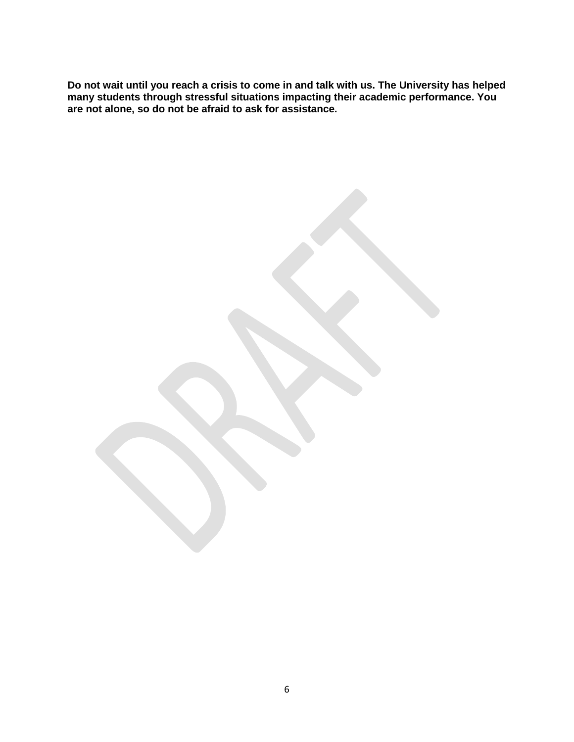**Do not wait until you reach a crisis to come in and talk with us. The University has helped many students through stressful situations impacting their academic performance. You are not alone, so do not be afraid to ask for assistance.**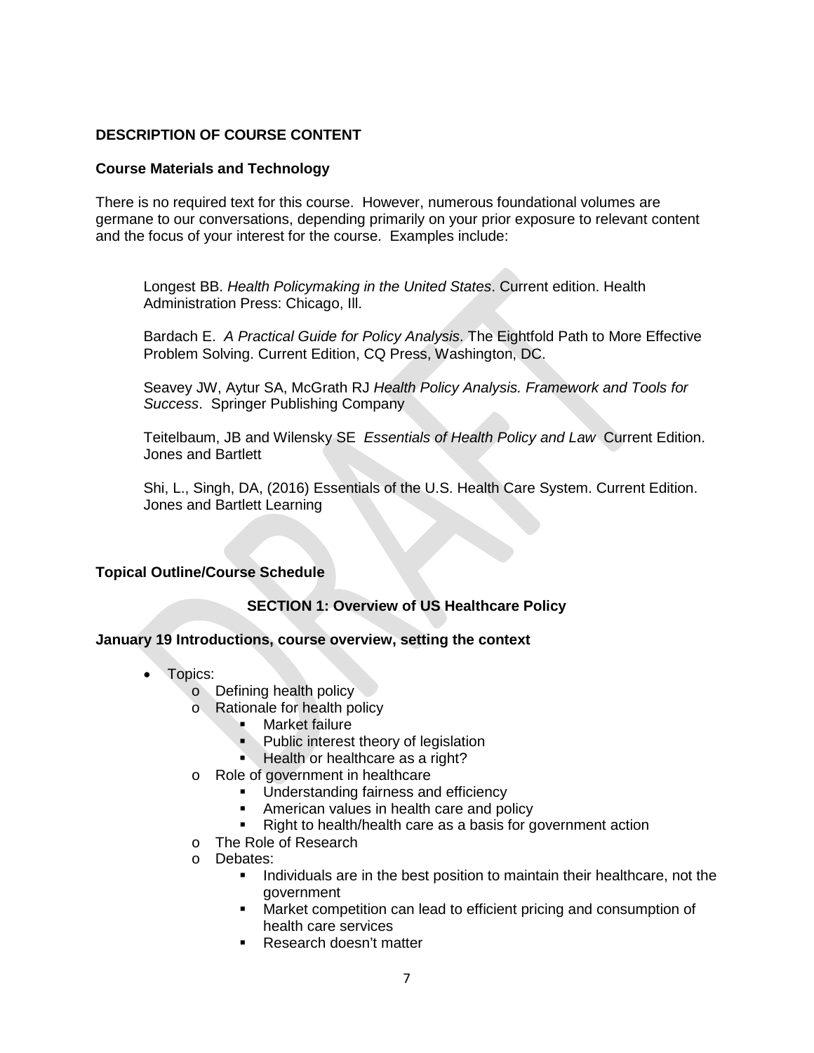## DESCRIPTION OF COURSE CONTENT

### Course Materials and Technology

There is no required text for this course. However, numerous foundational volumes are germane to our conversations, depending primarily on your prior exposure to relevant content and the focus of your interest for the course. Examples include:

> Longest BB. *Health Policymaking in the United States*. Current edition. Health Administration Press: Chicago, Ill.
>
> Bardach E. *A Practical Guide for Policy Analysis*. The Eightfold Path to More Effective Problem Solving. Current Edition, CQ Press, Washington, DC.
>
> Seavey JW, Aytur SA, McGrath RJ *Health Policy Analysis. Framework and Tools for Success*. Springer Publishing Company
>
> Teitelbaum, JB and Wilensky SE *Essentials of Health Policy and Law* Current Edition. Jones and Bartlett
>
> Shi, L., Singh, DA, (2016) Essentials of the U.S. Health Care System. Current Edition. Jones and Bartlett Learning

### Topical Outline/Course Schedule

#### SECTION 1: Overview of US Healthcare Policy

**January 19 Introductions, course overview, setting the context**

- Topics:
  - Defining health policy
  - Rationale for health policy
    - Market failure
    - Public interest theory of legislation
    - Health or healthcare as a right?
  - Role of government in healthcare
    - Understanding fairness and efficiency
    - American values in health care and policy
    - Right to health/health care as a basis for government action
  - The Role of Research
  - Debates:
    - Individuals are in the best position to maintain their healthcare, not the government
    - Market competition can lead to efficient pricing and consumption of health care services
    - Research doesn't matter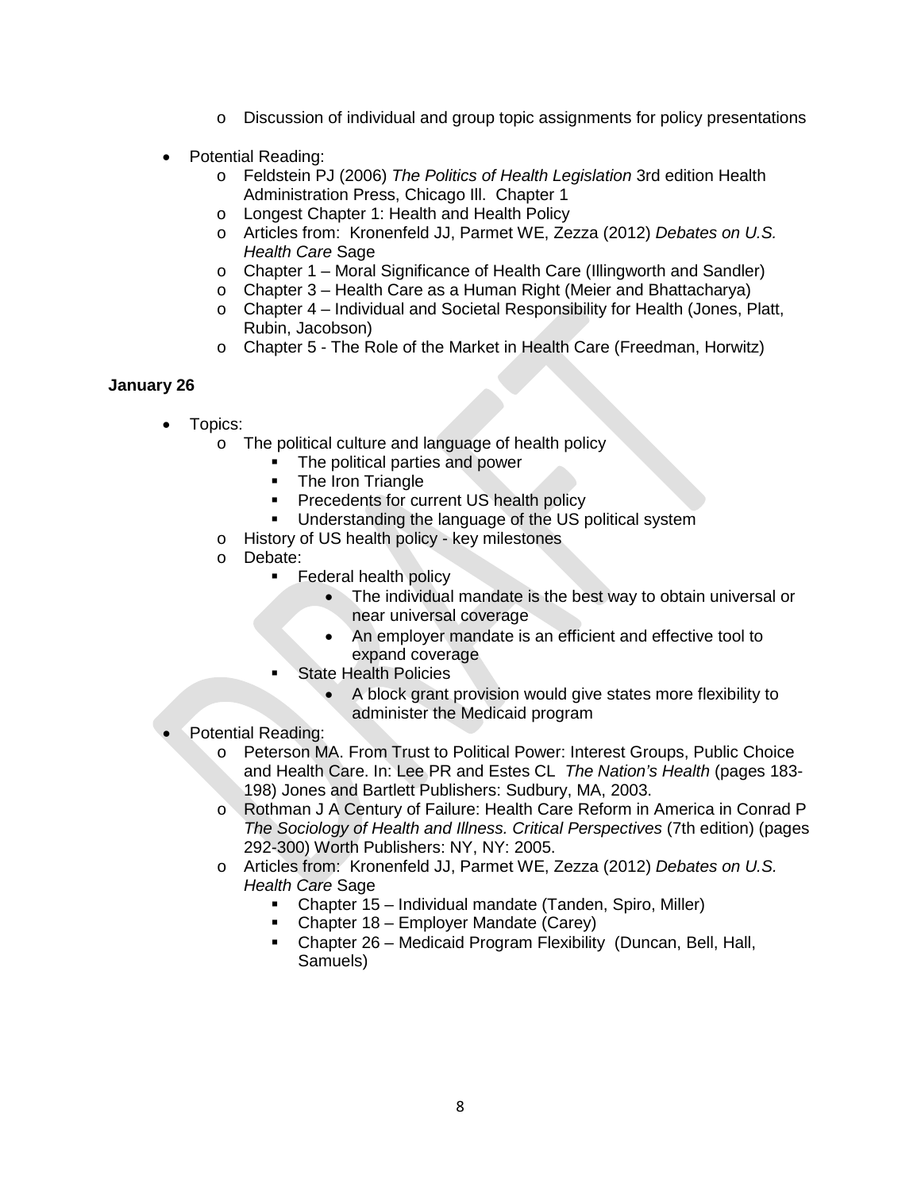- Discussion of individual and group topic assignments for policy presentations

- Potential Reading:
  - Feldstein PJ (2006) *The Politics of Health Legislation* 3rd edition Health Administration Press, Chicago Ill. Chapter 1
  - Longest Chapter 1: Health and Health Policy
  - Articles from: Kronenfeld JJ, Parmet WE, Zezza (2012) *Debates on U.S. Health Care* Sage
  - Chapter 1 – Moral Significance of Health Care (Illingworth and Sandler)
  - Chapter 3 – Health Care as a Human Right (Meier and Bhattacharya)
  - Chapter 4 – Individual and Societal Responsibility for Health (Jones, Platt, Rubin, Jacobson)
  - Chapter 5 - The Role of the Market in Health Care (Freedman, Horwitz)

**January 26**

- Topics:
  - The political culture and language of health policy
    - The political parties and power
    - The Iron Triangle
    - Precedents for current US health policy
    - Understanding the language of the US political system
  - History of US health policy - key milestones
  - Debate:
    - Federal health policy
      - The individual mandate is the best way to obtain universal or near universal coverage
      - An employer mandate is an efficient and effective tool to expand coverage
    - State Health Policies
      - A block grant provision would give states more flexibility to administer the Medicaid program
- Potential Reading:
  - Peterson MA. From Trust to Political Power: Interest Groups, Public Choice and Health Care. In: Lee PR and Estes CL *The Nation's Health* (pages 183-198) Jones and Bartlett Publishers: Sudbury, MA, 2003.
  - Rothman J A Century of Failure: Health Care Reform in America in Conrad P *The Sociology of Health and Illness. Critical Perspectives* (7th edition) (pages 292-300) Worth Publishers: NY, NY: 2005.
  - Articles from: Kronenfeld JJ, Parmet WE, Zezza (2012) *Debates on U.S. Health Care* Sage
    - Chapter 15 – Individual mandate (Tanden, Spiro, Miller)
    - Chapter 18 – Employer Mandate (Carey)
    - Chapter 26 – Medicaid Program Flexibility (Duncan, Bell, Hall, Samuels)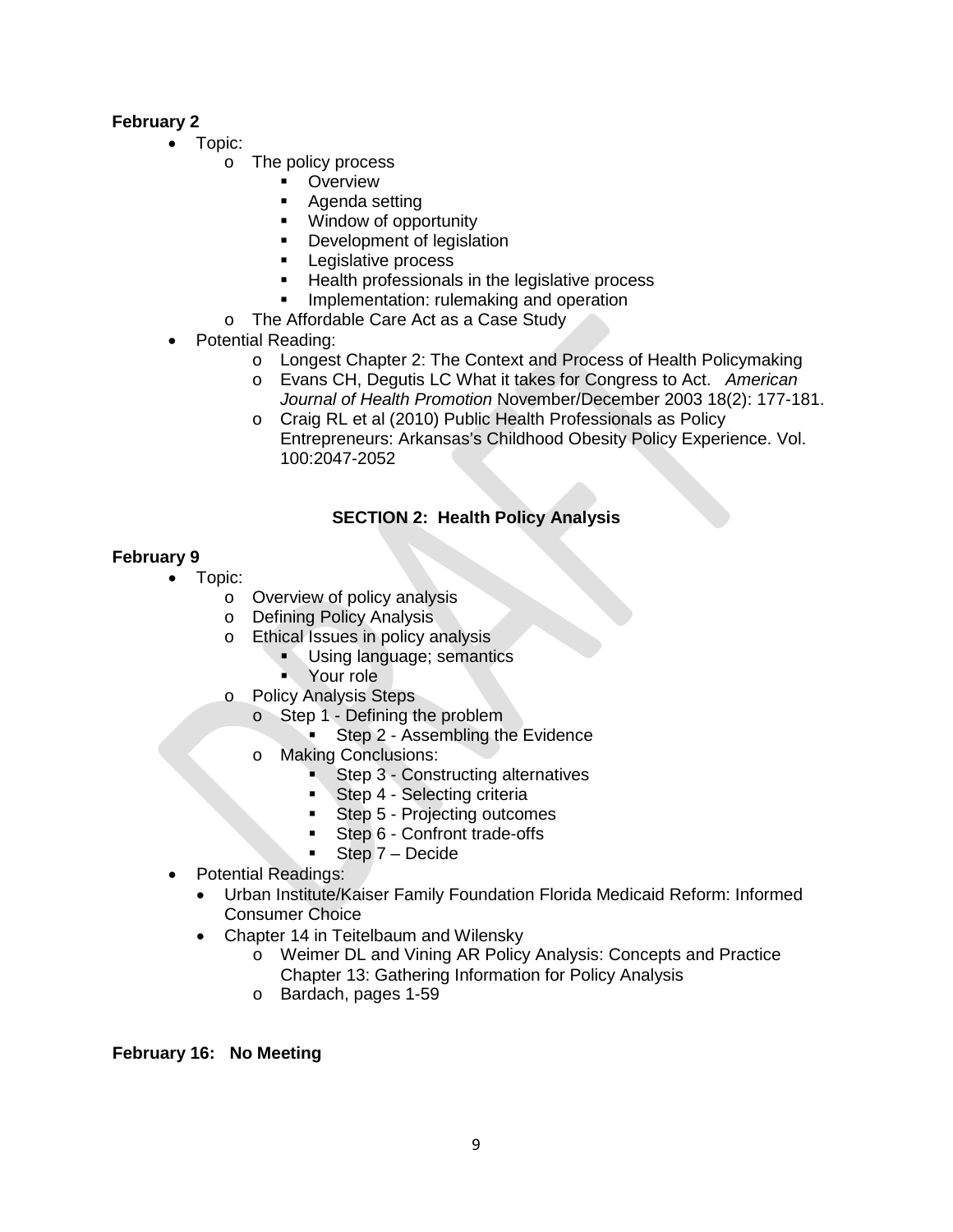**February 2**

- Topic:
  - The policy process
    - Overview
    - Agenda setting
    - Window of opportunity
    - Development of legislation
    - Legislative process
    - Health professionals in the legislative process
    - Implementation: rulemaking and operation
  - The Affordable Care Act as a Case Study
- Potential Reading:
  - Longest Chapter 2: The Context and Process of Health Policymaking
  - Evans CH, Degutis LC What it takes for Congress to Act. *American Journal of Health Promotion* November/December 2003 18(2): 177-181.
  - Craig RL et al (2010) Public Health Professionals as Policy Entrepreneurs: Arkansas's Childhood Obesity Policy Experience. Vol. 100:2047-2052

## SECTION 2: Health Policy Analysis

**February 9**

- Topic:
  - Overview of policy analysis
  - Defining Policy Analysis
  - Ethical Issues in policy analysis
    - Using language; semantics
    - Your role
  - Policy Analysis Steps
    - Step 1 - Defining the problem
      - Step 2 - Assembling the Evidence
    - Making Conclusions:
      - Step 3 - Constructing alternatives
      - Step 4 - Selecting criteria
      - Step 5 - Projecting outcomes
      - Step 6 - Confront trade-offs
      - Step 7 – Decide
- Potential Readings:
  - Urban Institute/Kaiser Family Foundation Florida Medicaid Reform: Informed Consumer Choice
  - Chapter 14 in Teitelbaum and Wilensky
    - Weimer DL and Vining AR Policy Analysis: Concepts and Practice Chapter 13: Gathering Information for Policy Analysis
    - Bardach, pages 1-59

**February 16: No Meeting**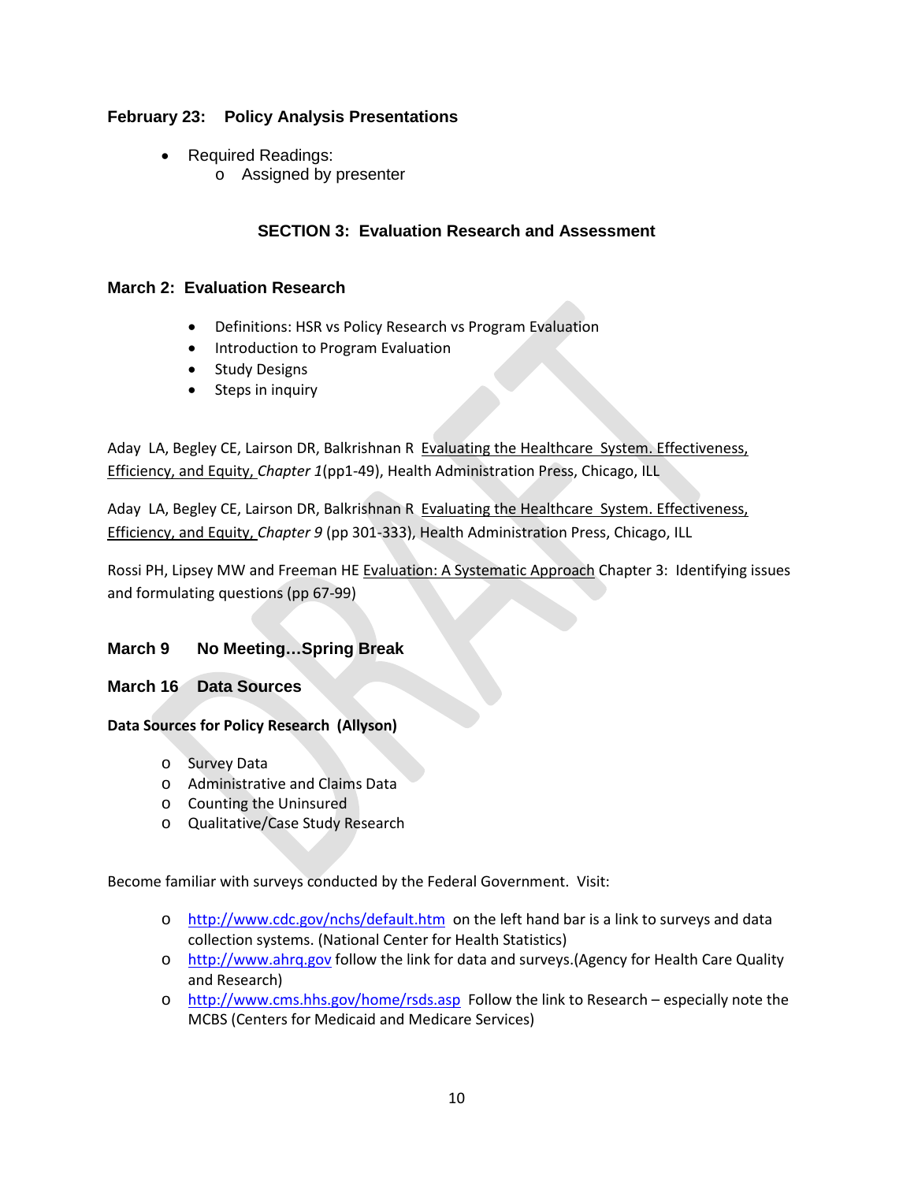### February 23: Policy Analysis Presentations

- Required Readings:
  - Assigned by presenter

## SECTION 3: Evaluation Research and Assessment

### March 2: Evaluation Research

- Definitions: HSR vs Policy Research vs Program Evaluation
- Introduction to Program Evaluation
- Study Designs
- Steps in inquiry

Aday LA, Begley CE, Lairson DR, Balkrishnan R Evaluating the Healthcare System. Effectiveness, Efficiency, and Equity, *Chapter 1*(pp1-49), Health Administration Press, Chicago, ILL

Aday LA, Begley CE, Lairson DR, Balkrishnan R Evaluating the Healthcare System. Effectiveness, Efficiency, and Equity, *Chapter 9* (pp 301-333), Health Administration Press, Chicago, ILL

Rossi PH, Lipsey MW and Freeman HE Evaluation: A Systematic Approach Chapter 3: Identifying issues and formulating questions (pp 67-99)

### March 9 No Meeting…Spring Break

### March 16 Data Sources

**Data Sources for Policy Research (Allyson)**

- Survey Data
- Administrative and Claims Data
- Counting the Uninsured
- Qualitative/Case Study Research

Become familiar with surveys conducted by the Federal Government. Visit:

- http://www.cdc.gov/nchs/default.htm on the left hand bar is a link to surveys and data collection systems. (National Center for Health Statistics)
- http://www.ahrq.gov follow the link for data and surveys.(Agency for Health Care Quality and Research)
- http://www.cms.hhs.gov/home/rsds.asp Follow the link to Research – especially note the MCBS (Centers for Medicaid and Medicare Services)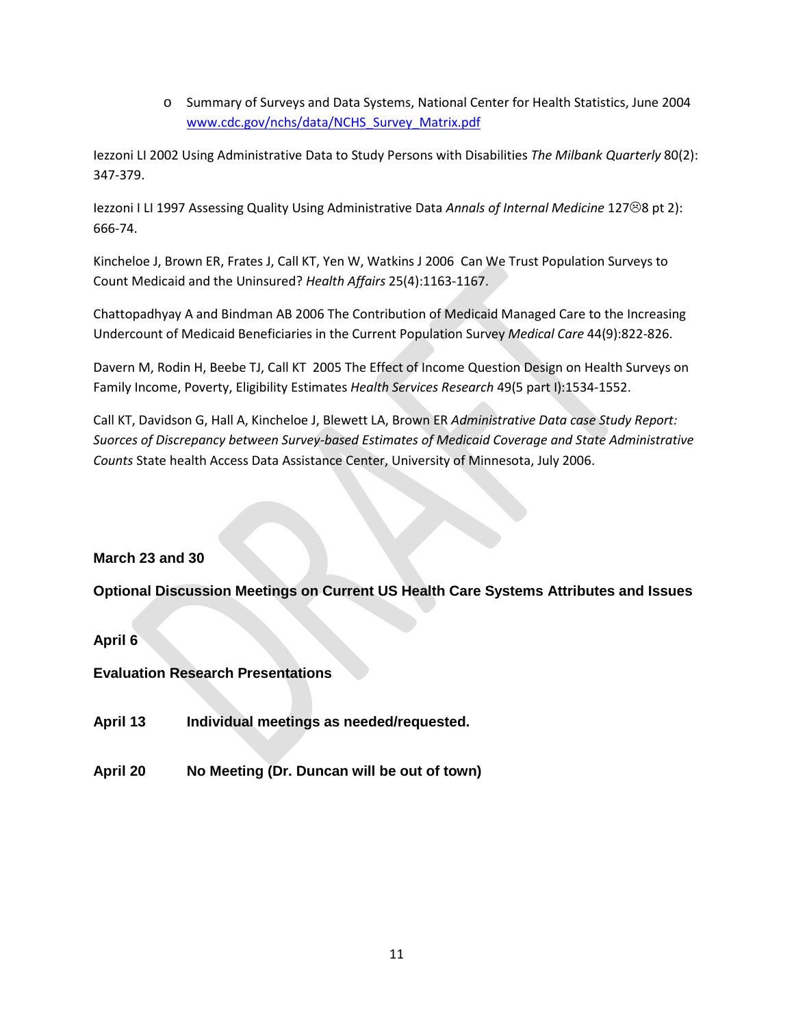- Summary of Surveys and Data Systems, National Center for Health Statistics, June 2004 [www.cdc.gov/nchs/data/NCHS_Survey_Matrix.pdf](www.cdc.gov/nchs/data/NCHS_Survey_Matrix.pdf)

Iezzoni LI 2002 Using Administrative Data to Study Persons with Disabilities *The Milbank Quarterly* 80(2): 347-379.

Iezzoni I LI 1997 Assessing Quality Using Administrative Data *Annals of Internal Medicine* 127☹8 pt 2): 666-74.

Kincheloe J, Brown ER, Frates J, Call KT, Yen W, Watkins J 2006 Can We Trust Population Surveys to Count Medicaid and the Uninsured? *Health Affairs* 25(4):1163-1167.

Chattopadhyay A and Bindman AB 2006 The Contribution of Medicaid Managed Care to the Increasing Undercount of Medicaid Beneficiaries in the Current Population Survey *Medical Care* 44(9):822-826.

Davern M, Rodin H, Beebe TJ, Call KT 2005 The Effect of Income Question Design on Health Surveys on Family Income, Poverty, Eligibility Estimates *Health Services Research* 49(5 part I):1534-1552.

Call KT, Davidson G, Hall A, Kincheloe J, Blewett LA, Brown ER *Administrative Data case Study Report: Suorces of Discrepancy between Survey-based Estimates of Medicaid Coverage and State Administrative Counts* State health Access Data Assistance Center, University of Minnesota, July 2006.

**March 23 and 30**

**Optional Discussion Meetings on Current US Health Care Systems Attributes and Issues**

**April 6**

**Evaluation Research Presentations**

**April 13** **Individual meetings as needed/requested.**

**April 20** **No Meeting (Dr. Duncan will be out of town)**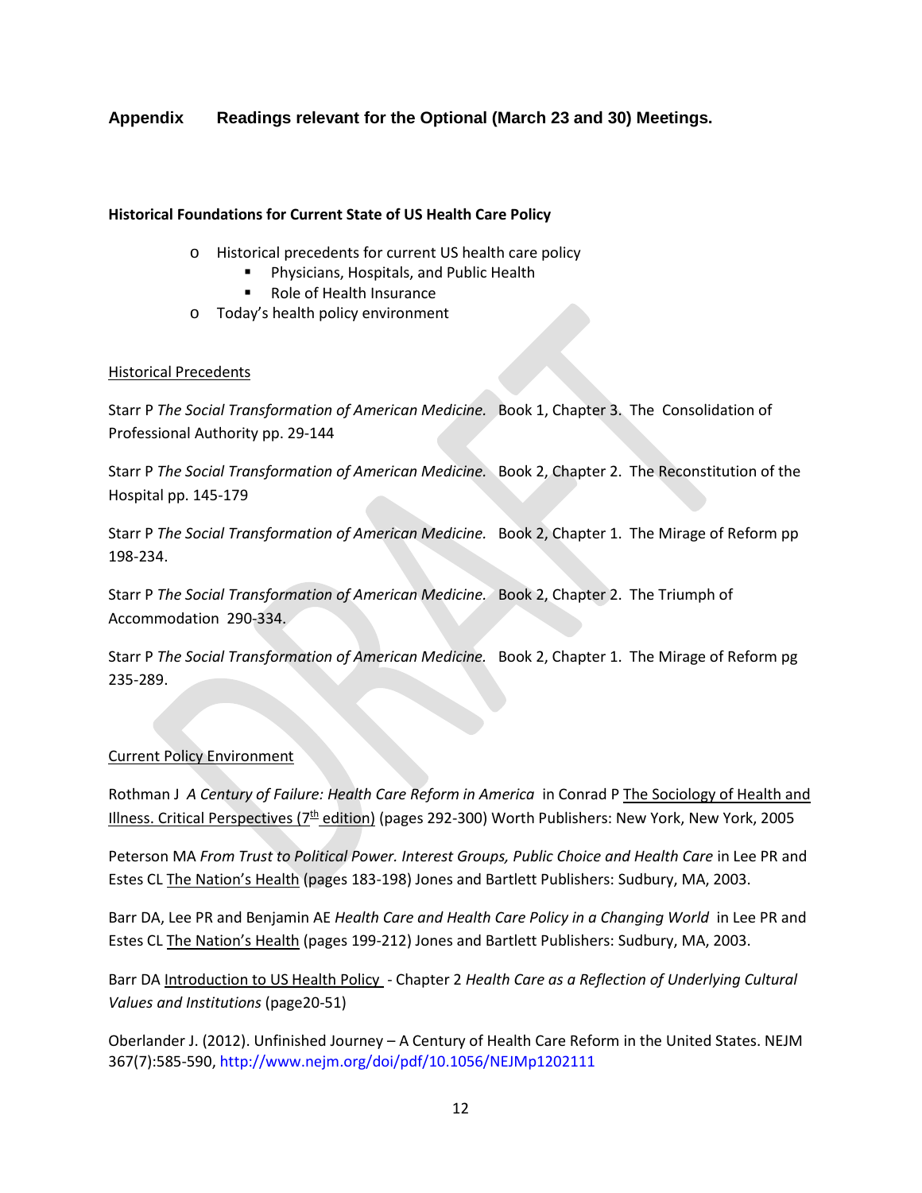## Appendix Readings relevant for the Optional (March 23 and 30) Meetings.

**Historical Foundations for Current State of US Health Care Policy**

- Historical precedents for current US health care policy
  - Physicians, Hospitals, and Public Health
  - Role of Health Insurance
- Today's health policy environment

Historical Precedents

Starr P *The Social Transformation of American Medicine.* Book 1, Chapter 3. The Consolidation of Professional Authority pp. 29-144

Starr P *The Social Transformation of American Medicine.* Book 2, Chapter 2. The Reconstitution of the Hospital pp. 145-179

Starr P *The Social Transformation of American Medicine.* Book 2, Chapter 1. The Mirage of Reform pp 198-234.

Starr P *The Social Transformation of American Medicine.* Book 2, Chapter 2. The Triumph of Accommodation 290-334.

Starr P *The Social Transformation of American Medicine.* Book 2, Chapter 1. The Mirage of Reform pg 235-289.

Current Policy Environment

Rothman J *A Century of Failure: Health Care Reform in America* in Conrad P The Sociology of Health and Illness. Critical Perspectives (7th edition) (pages 292-300) Worth Publishers: New York, New York, 2005

Peterson MA *From Trust to Political Power. Interest Groups, Public Choice and Health Care* in Lee PR and Estes CL The Nation's Health (pages 183-198) Jones and Bartlett Publishers: Sudbury, MA, 2003.

Barr DA, Lee PR and Benjamin AE *Health Care and Health Care Policy in a Changing World* in Lee PR and Estes CL The Nation's Health (pages 199-212) Jones and Bartlett Publishers: Sudbury, MA, 2003.

Barr DA Introduction to US Health Policy - Chapter 2 *Health Care as a Reflection of Underlying Cultural Values and Institutions* (page20-51)

Oberlander J. (2012). Unfinished Journey – A Century of Health Care Reform in the United States. NEJM 367(7):585-590, http://www.nejm.org/doi/pdf/10.1056/NEJMp1202111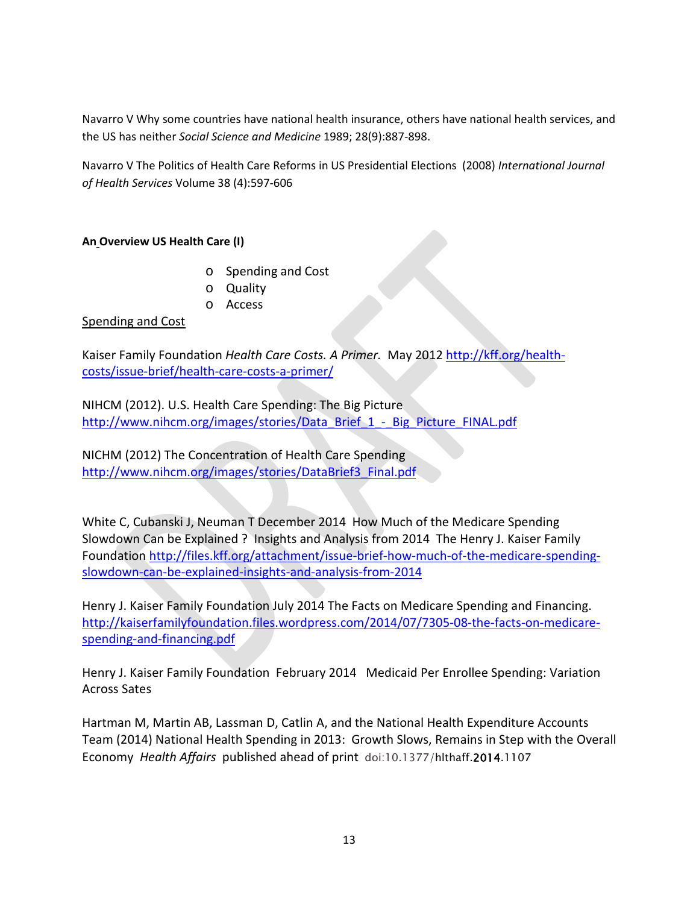Navarro V Why some countries have national health insurance, others have national health services, and the US has neither *Social Science and Medicine* 1989; 28(9):887-898.

Navarro V The Politics of Health Care Reforms in US Presidential Elections (2008) *International Journal of Health Services* Volume 38 (4):597-606

**An Overview US Health Care (I)**

- Spending and Cost
- Quality
- Access

Spending and Cost

Kaiser Family Foundation *Health Care Costs. A Primer.* May 2012 http://kff.org/health-costs/issue-brief/health-care-costs-a-primer/

NIHCM (2012). U.S. Health Care Spending: The Big Picture http://www.nihcm.org/images/stories/Data_Brief_1_-_Big_Picture_FINAL.pdf

NICHM (2012) The Concentration of Health Care Spending http://www.nihcm.org/images/stories/DataBrief3_Final.pdf

White C, Cubanski J, Neuman T December 2014 How Much of the Medicare Spending Slowdown Can be Explained ? Insights and Analysis from 2014 The Henry J. Kaiser Family Foundation http://files.kff.org/attachment/issue-brief-how-much-of-the-medicare-spending-slowdown-can-be-explained-insights-and-analysis-from-2014

Henry J. Kaiser Family Foundation July 2014 The Facts on Medicare Spending and Financing. http://kaiserfamilyfoundation.files.wordpress.com/2014/07/7305-08-the-facts-on-medicare-spending-and-financing.pdf

Henry J. Kaiser Family Foundation February 2014 Medicaid Per Enrollee Spending: Variation Across Sates

Hartman M, Martin AB, Lassman D, Catlin A, and the National Health Expenditure Accounts Team (2014) National Health Spending in 2013: Growth Slows, Remains in Step with the Overall Economy *Health Affairs* published ahead of print doi:10.1377/hlthaff.2014.1107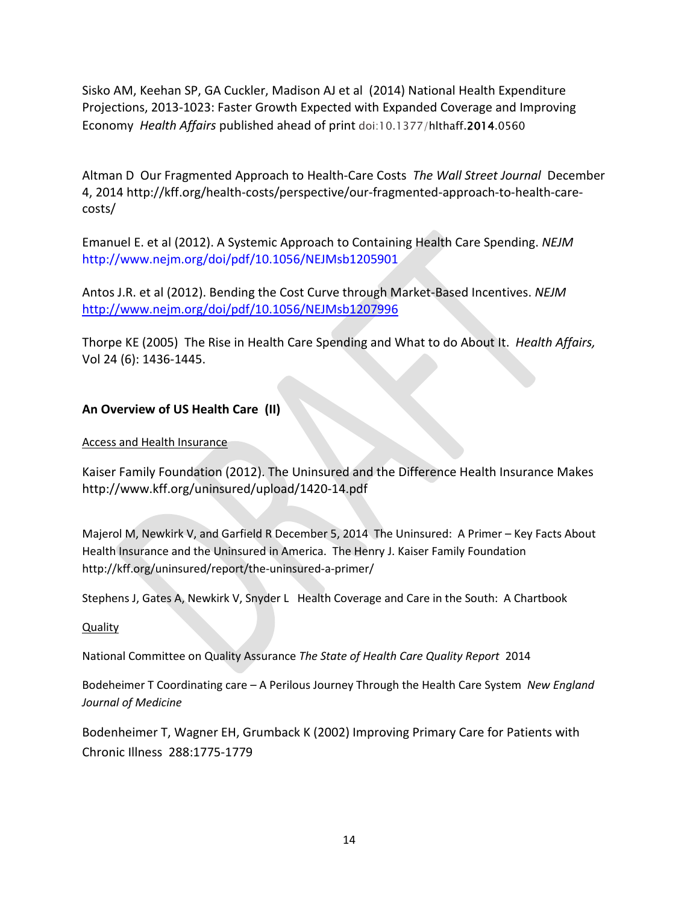Sisko AM, Keehan SP, GA Cuckler, Madison AJ et al (2014) National Health Expenditure Projections, 2013-1023: Faster Growth Expected with Expanded Coverage and Improving Economy *Health Affairs* published ahead of print doi:10.1377/hlthaff.2014.0560

Altman D Our Fragmented Approach to Health-Care Costs *The Wall Street Journal* December 4, 2014 http://kff.org/health-costs/perspective/our-fragmented-approach-to-health-care-costs/

Emanuel E. et al (2012). A Systemic Approach to Containing Health Care Spending. *NEJM* http://www.nejm.org/doi/pdf/10.1056/NEJMsb1205901

Antos J.R. et al (2012). Bending the Cost Curve through Market-Based Incentives. *NEJM* http://www.nejm.org/doi/pdf/10.1056/NEJMsb1207996

Thorpe KE (2005) The Rise in Health Care Spending and What to do About It. *Health Affairs,* Vol 24 (6): 1436-1445.

**An Overview of US Health Care (II)**

Access and Health Insurance

Kaiser Family Foundation (2012). The Uninsured and the Difference Health Insurance Makes http://www.kff.org/uninsured/upload/1420-14.pdf

Majerol M, Newkirk V, and Garfield R December 5, 2014 The Uninsured: A Primer – Key Facts About Health Insurance and the Uninsured in America. The Henry J. Kaiser Family Foundation http://kff.org/uninsured/report/the-uninsured-a-primer/

Stephens J, Gates A, Newkirk V, Snyder L Health Coverage and Care in the South: A Chartbook

Quality

National Committee on Quality Assurance *The State of Health Care Quality Report* 2014

Bodeheimer T Coordinating care – A Perilous Journey Through the Health Care System *New England Journal of Medicine*

Bodenheimer T, Wagner EH, Grumback K (2002) Improving Primary Care for Patients with Chronic Illness 288:1775-1779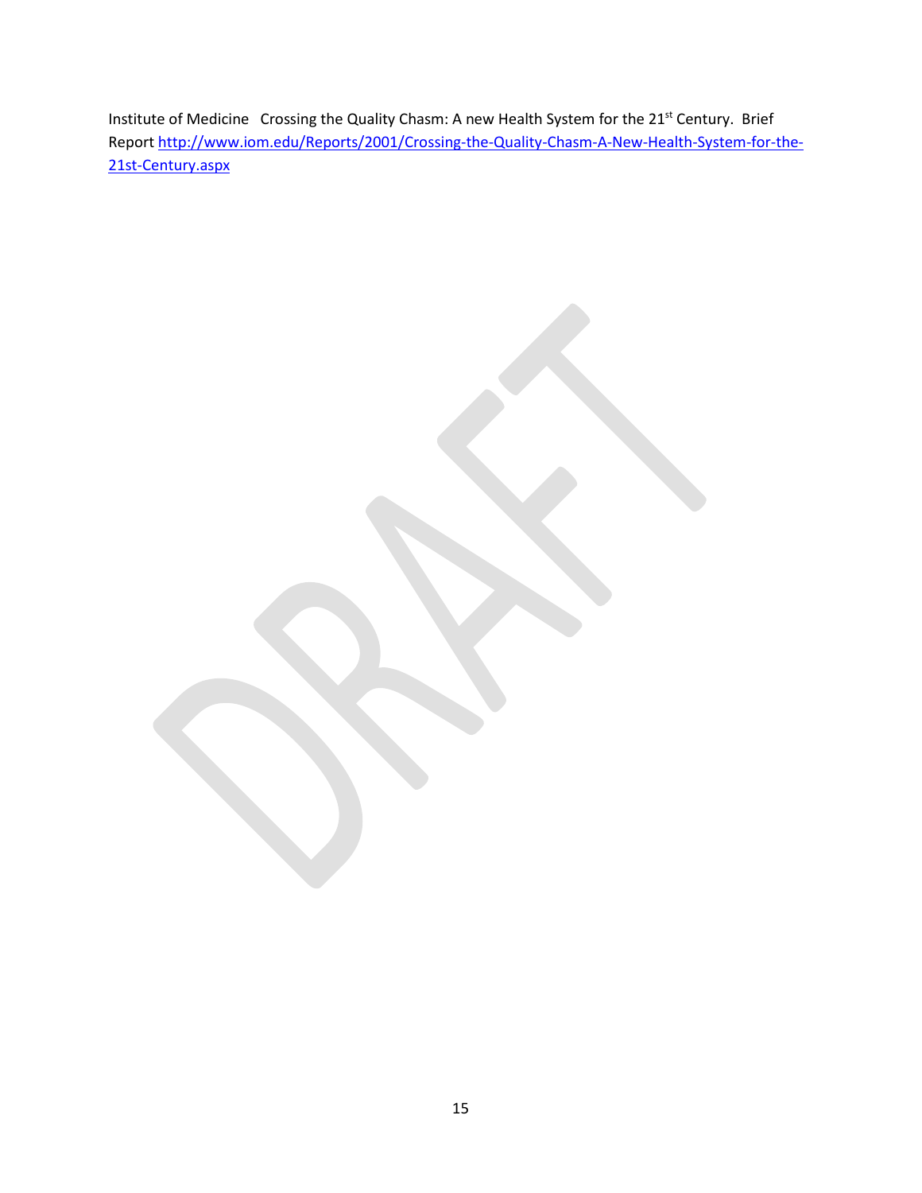Institute of Medicine Crossing the Quality Chasm: A new Health System for the 21st Century. Brief Report http://www.iom.edu/Reports/2001/Crossing-the-Quality-Chasm-A-New-Health-System-for-the-21st-Century.aspx